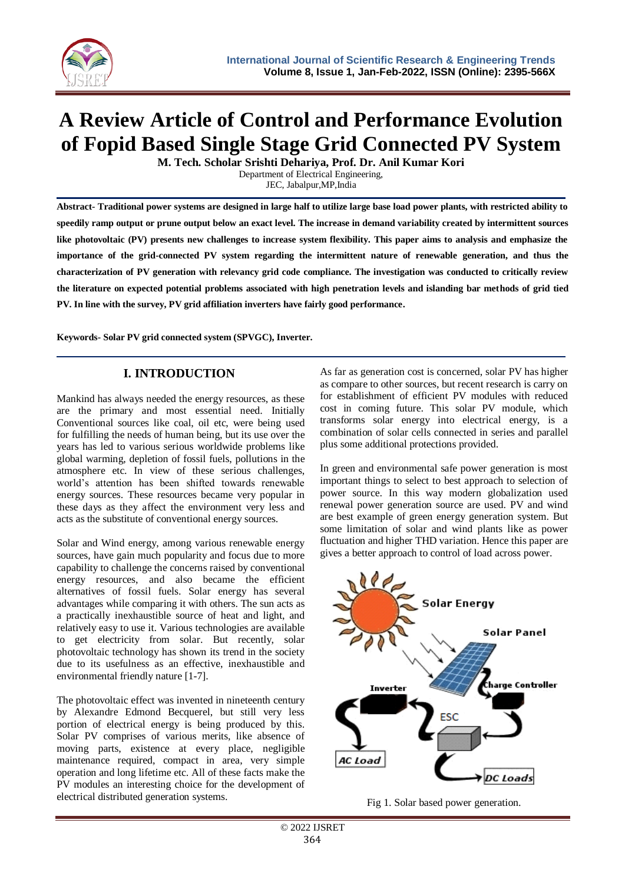# A Review Article of Control and Performance Evolution of Fopid Based Single Stage Grid Connected PV System

**M. Tech. Scholar Srishti Dehariya, Prof. Dr. Anil Kumar Kori**

Department of Electrical Engineering,
JEC, Jabalpur,MP,India

**Abstract- Traditional power systems are designed in large half to utilize large base load power plants, with restricted ability to speedily ramp output or prune output below an exact level. The increase in demand variability created by intermittent sources like photovoltaic (PV) presents new challenges to increase system flexibility. This paper aims to analysis and emphasize the importance of the grid-connected PV system regarding the intermittent nature of renewable generation, and thus the characterization of PV generation with relevancy grid code compliance. The investigation was conducted to critically review the literature on expected potential problems associated with high penetration levels and islanding bar methods of grid tied PV. In line with the survey, PV grid affiliation inverters have fairly good performance.**

**Keywords- Solar PV grid connected system (SPVGC), Inverter.**

## I. INTRODUCTION

Mankind has always needed the energy resources, as these are the primary and most essential need. Initially Conventional sources like coal, oil etc, were being used for fulfilling the needs of human being, but its use over the years has led to various serious worldwide problems like global warming, depletion of fossil fuels, pollutions in the atmosphere etc. In view of these serious challenges, world's attention has been shifted towards renewable energy sources. These resources became very popular in these days as they affect the environment very less and acts as the substitute of conventional energy sources.

Solar and Wind energy, among various renewable energy sources, have gain much popularity and focus due to more capability to challenge the concerns raised by conventional energy resources, and also became the efficient alternatives of fossil fuels. Solar energy has several advantages while comparing it with others. The sun acts as a practically inexhaustible source of heat and light, and relatively easy to use it. Various technologies are available to get electricity from solar. But recently, solar photovoltaic technology has shown its trend in the society due to its usefulness as an effective, inexhaustible and environmental friendly nature [1-7].

The photovoltaic effect was invented in nineteenth century by Alexandre Edmond Becquerel, but still very less portion of electrical energy is being produced by this. Solar PV comprises of various merits, like absence of moving parts, existence at every place, negligible maintenance required, compact in area, very simple operation and long lifetime etc. All of these facts make the PV modules an interesting choice for the development of electrical distributed generation systems.

As far as generation cost is concerned, solar PV has higher as compare to other sources, but recent research is carry on for establishment of efficient PV modules with reduced cost in coming future. This solar PV module, which transforms solar energy into electrical energy, is a combination of solar cells connected in series and parallel plus some additional protections provided.

In green and environmental safe power generation is most important things to select to best approach to selection of power source. In this way modern globalization used renewal power generation source are used. PV and wind are best example of green energy generation system. But some limitation of solar and wind plants like as power fluctuation and higher THD variation. Hence this paper are gives a better approach to control of load across power.

Fig 1. Solar based power generation.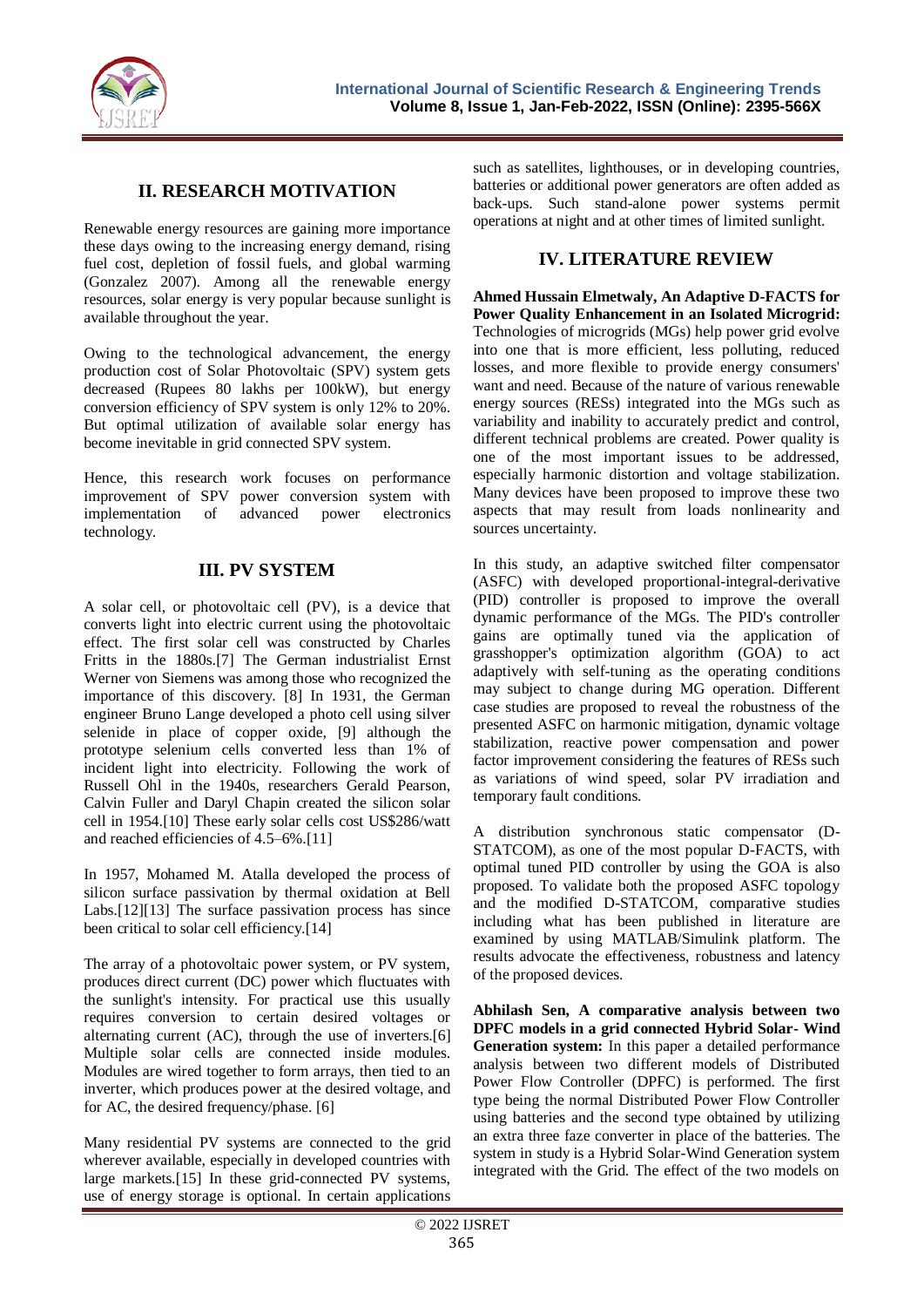## II. RESEARCH MOTIVATION

Renewable energy resources are gaining more importance these days owing to the increasing energy demand, rising fuel cost, depletion of fossil fuels, and global warming (Gonzalez 2007). Among all the renewable energy resources, solar energy is very popular because sunlight is available throughout the year.

Owing to the technological advancement, the energy production cost of Solar Photovoltaic (SPV) system gets decreased (Rupees 80 lakhs per 100kW), but energy conversion efficiency of SPV system is only 12% to 20%. But optimal utilization of available solar energy has become inevitable in grid connected SPV system.

Hence, this research work focuses on performance improvement of SPV power conversion system with implementation of advanced power electronics technology.

## III. PV SYSTEM

A solar cell, or photovoltaic cell (PV), is a device that converts light into electric current using the photovoltaic effect. The first solar cell was constructed by Charles Fritts in the 1880s.[7] The German industrialist Ernst Werner von Siemens was among those who recognized the importance of this discovery. [8] In 1931, the German engineer Bruno Lange developed a photo cell using silver selenide in place of copper oxide, [9] although the prototype selenium cells converted less than 1% of incident light into electricity. Following the work of Russell Ohl in the 1940s, researchers Gerald Pearson, Calvin Fuller and Daryl Chapin created the silicon solar cell in 1954.[10] These early solar cells cost US$286/watt and reached efficiencies of 4.5–6%.[11]

In 1957, Mohamed M. Atalla developed the process of silicon surface passivation by thermal oxidation at Bell Labs.[12][13] The surface passivation process has since been critical to solar cell efficiency.[14]

The array of a photovoltaic power system, or PV system, produces direct current (DC) power which fluctuates with the sunlight's intensity. For practical use this usually requires conversion to certain desired voltages or alternating current (AC), through the use of inverters.[6] Multiple solar cells are connected inside modules. Modules are wired together to form arrays, then tied to an inverter, which produces power at the desired voltage, and for AC, the desired frequency/phase. [6]

Many residential PV systems are connected to the grid wherever available, especially in developed countries with large markets.[15] In these grid-connected PV systems, use of energy storage is optional. In certain applications such as satellites, lighthouses, or in developing countries, batteries or additional power generators are often added as back-ups. Such stand-alone power systems permit operations at night and at other times of limited sunlight.

## IV. LITERATURE REVIEW

**Ahmed Hussain Elmetwaly, An Adaptive D-FACTS for Power Quality Enhancement in an Isolated Microgrid:** Technologies of microgrids (MGs) help power grid evolve into one that is more efficient, less polluting, reduced losses, and more flexible to provide energy consumers' want and need. Because of the nature of various renewable energy sources (RESs) integrated into the MGs such as variability and inability to accurately predict and control, different technical problems are created. Power quality is one of the most important issues to be addressed, especially harmonic distortion and voltage stabilization. Many devices have been proposed to improve these two aspects that may result from loads nonlinearity and sources uncertainty.

In this study, an adaptive switched filter compensator (ASFC) with developed proportional-integral-derivative (PID) controller is proposed to improve the overall dynamic performance of the MGs. The PID's controller gains are optimally tuned via the application of grasshopper's optimization algorithm (GOA) to act adaptively with self-tuning as the operating conditions may subject to change during MG operation. Different case studies are proposed to reveal the robustness of the presented ASFC on harmonic mitigation, dynamic voltage stabilization, reactive power compensation and power factor improvement considering the features of RESs such as variations of wind speed, solar PV irradiation and temporary fault conditions.

A distribution synchronous static compensator (D-STATCOM), as one of the most popular D-FACTS, with optimal tuned PID controller by using the GOA is also proposed. To validate both the proposed ASFC topology and the modified D-STATCOM, comparative studies including what has been published in literature are examined by using MATLAB/Simulink platform. The results advocate the effectiveness, robustness and latency of the proposed devices.

**Abhilash Sen, A comparative analysis between two DPFC models in a grid connected Hybrid Solar- Wind Generation system:** In this paper a detailed performance analysis between two different models of Distributed Power Flow Controller (DPFC) is performed. The first type being the normal Distributed Power Flow Controller using batteries and the second type obtained by utilizing an extra three faze converter in place of the batteries. The system in study is a Hybrid Solar-Wind Generation system integrated with the Grid. The effect of the two models on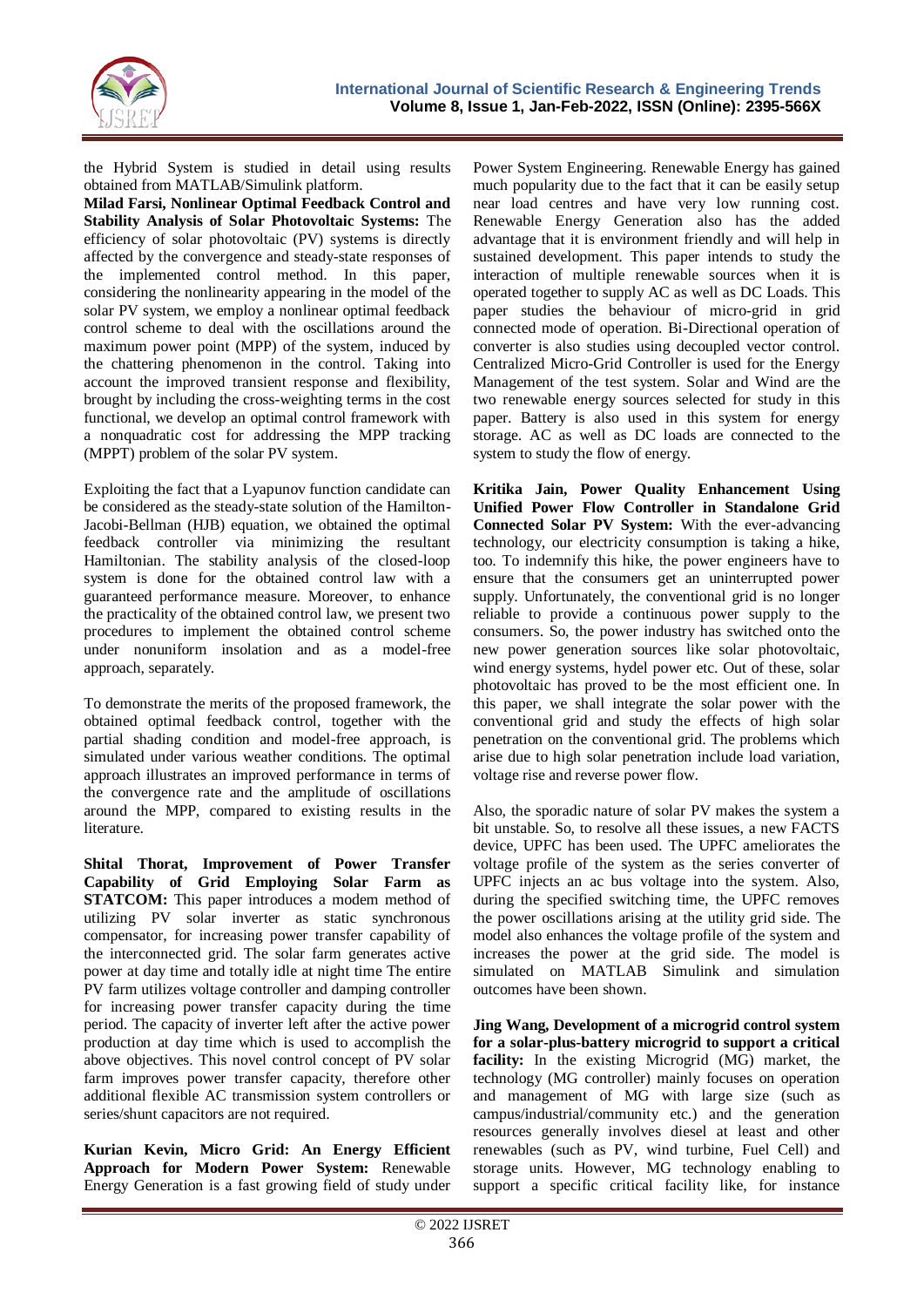the Hybrid System is studied in detail using results obtained from MATLAB/Simulink platform.

**Milad Farsi, Nonlinear Optimal Feedback Control and Stability Analysis of Solar Photovoltaic Systems:** The efficiency of solar photovoltaic (PV) systems is directly affected by the convergence and steady-state responses of the implemented control method. In this paper, considering the nonlinearity appearing in the model of the solar PV system, we employ a nonlinear optimal feedback control scheme to deal with the oscillations around the maximum power point (MPP) of the system, induced by the chattering phenomenon in the control. Taking into account the improved transient response and flexibility, brought by including the cross-weighting terms in the cost functional, we develop an optimal control framework with a nonquadratic cost for addressing the MPP tracking (MPPT) problem of the solar PV system.

Exploiting the fact that a Lyapunov function candidate can be considered as the steady-state solution of the Hamilton-Jacobi-Bellman (HJB) equation, we obtained the optimal feedback controller via minimizing the resultant Hamiltonian. The stability analysis of the closed-loop system is done for the obtained control law with a guaranteed performance measure. Moreover, to enhance the practicality of the obtained control law, we present two procedures to implement the obtained control scheme under nonuniform insolation and as a model-free approach, separately.

To demonstrate the merits of the proposed framework, the obtained optimal feedback control, together with the partial shading condition and model-free approach, is simulated under various weather conditions. The optimal approach illustrates an improved performance in terms of the convergence rate and the amplitude of oscillations around the MPP, compared to existing results in the literature.

**Shital Thorat, Improvement of Power Transfer Capability of Grid Employing Solar Farm as STATCOM:** This paper introduces a modem method of utilizing PV solar inverter as static synchronous compensator, for increasing power transfer capability of the interconnected grid. The solar farm generates active power at day time and totally idle at night time The entire PV farm utilizes voltage controller and damping controller for increasing power transfer capacity during the time period. The capacity of inverter left after the active power production at day time which is used to accomplish the above objectives. This novel control concept of PV solar farm improves power transfer capacity, therefore other additional flexible AC transmission system controllers or series/shunt capacitors are not required.

**Kurian Kevin, Micro Grid: An Energy Efficient Approach for Modern Power System:** Renewable Energy Generation is a fast growing field of study under Power System Engineering. Renewable Energy has gained much popularity due to the fact that it can be easily setup near load centres and have very low running cost. Renewable Energy Generation also has the added advantage that it is environment friendly and will help in sustained development. This paper intends to study the interaction of multiple renewable sources when it is operated together to supply AC as well as DC Loads. This paper studies the behaviour of micro-grid in grid connected mode of operation. Bi-Directional operation of converter is also studies using decoupled vector control. Centralized Micro-Grid Controller is used for the Energy Management of the test system. Solar and Wind are the two renewable energy sources selected for study in this paper. Battery is also used in this system for energy storage. AC as well as DC loads are connected to the system to study the flow of energy.

**Kritika Jain, Power Quality Enhancement Using Unified Power Flow Controller in Standalone Grid Connected Solar PV System:** With the ever-advancing technology, our electricity consumption is taking a hike, too. To indemnify this hike, the power engineers have to ensure that the consumers get an uninterrupted power supply. Unfortunately, the conventional grid is no longer reliable to provide a continuous power supply to the consumers. So, the power industry has switched onto the new power generation sources like solar photovoltaic, wind energy systems, hydel power etc. Out of these, solar photovoltaic has proved to be the most efficient one. In this paper, we shall integrate the solar power with the conventional grid and study the effects of high solar penetration on the conventional grid. The problems which arise due to high solar penetration include load variation, voltage rise and reverse power flow.

Also, the sporadic nature of solar PV makes the system a bit unstable. So, to resolve all these issues, a new FACTS device, UPFC has been used. The UPFC ameliorates the voltage profile of the system as the series converter of UPFC injects an ac bus voltage into the system. Also, during the specified switching time, the UPFC removes the power oscillations arising at the utility grid side. The model also enhances the voltage profile of the system and increases the power at the grid side. The model is simulated on MATLAB Simulink and simulation outcomes have been shown.

**Jing Wang, Development of a microgrid control system for a solar-plus-battery microgrid to support a critical facility:** In the existing Microgrid (MG) market, the technology (MG controller) mainly focuses on operation and management of MG with large size (such as campus/industrial/community etc.) and the generation resources generally involves diesel at least and other renewables (such as PV, wind turbine, Fuel Cell) and storage units. However, MG technology enabling to support a specific critical facility like, for instance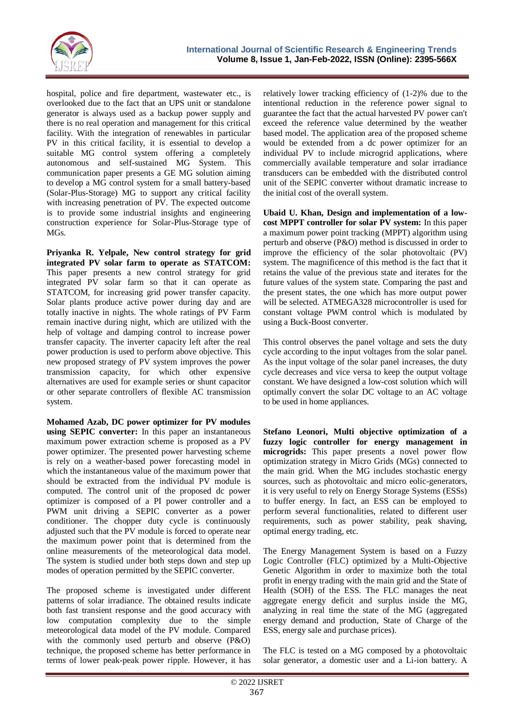hospital, police and fire department, wastewater etc., is overlooked due to the fact that an UPS unit or standalone generator is always used as a backup power supply and there is no real operation and management for this critical facility. With the integration of renewables in particular PV in this critical facility, it is essential to develop a suitable MG control system offering a completely autonomous and self-sustained MG System. This communication paper presents a GE MG solution aiming to develop a MG control system for a small battery-based (Solar-Plus-Storage) MG to support any critical facility with increasing penetration of PV. The expected outcome is to provide some industrial insights and engineering construction experience for Solar-Plus-Storage type of MGs.

**Priyanka R. Yelpale, New control strategy for grid integrated PV solar farm to operate as STATCOM:** This paper presents a new control strategy for grid integrated PV solar farm so that it can operate as STATCOM, for increasing grid power transfer capacity. Solar plants produce active power during day and are totally inactive in nights. The whole ratings of PV Farm remain inactive during night, which are utilized with the help of voltage and damping control to increase power transfer capacity. The inverter capacity left after the real power production is used to perform above objective. This new proposed strategy of PV system improves the power transmission capacity, for which other expensive alternatives are used for example series or shunt capacitor or other separate controllers of flexible AC transmission system.

**Mohamed Azab, DC power optimizer for PV modules using SEPIC converter:** In this paper an instantaneous maximum power extraction scheme is proposed as a PV power optimizer. The presented power harvesting scheme is rely on a weather-based power forecasting model in which the instantaneous value of the maximum power that should be extracted from the individual PV module is computed. The control unit of the proposed dc power optimizer is composed of a PI power controller and a PWM unit driving a SEPIC converter as a power conditioner. The chopper duty cycle is continuously adjusted such that the PV module is forced to operate near the maximum power point that is determined from the online measurements of the meteorological data model. The system is studied under both steps down and step up modes of operation permitted by the SEPIC converter.

The proposed scheme is investigated under different patterns of solar irradiance. The obtained results indicate both fast transient response and the good accuracy with low computation complexity due to the simple meteorological data model of the PV module. Compared with the commonly used perturb and observe (P&O) technique, the proposed scheme has better performance in terms of lower peak-peak power ripple. However, it has relatively lower tracking efficiency of (1-2)% due to the intentional reduction in the reference power signal to guarantee the fact that the actual harvested PV power can't exceed the reference value determined by the weather based model. The application area of the proposed scheme would be extended from a dc power optimizer for an individual PV to include microgrid applications, where commercially available temperature and solar irradiance transducers can be embedded with the distributed control unit of the SEPIC converter without dramatic increase to the initial cost of the overall system.

**Ubaid U. Khan, Design and implementation of a low-cost MPPT controller for solar PV system:** In this paper a maximum power point tracking (MPPT) algorithm using perturb and observe (P&O) method is discussed in order to improve the efficiency of the solar photovoltaic (PV) system. The magnificence of this method is the fact that it retains the value of the previous state and iterates for the future values of the system state. Comparing the past and the present states, the one which has more output power will be selected. ATMEGA328 microcontroller is used for constant voltage PWM control which is modulated by using a Buck-Boost converter.

This control observes the panel voltage and sets the duty cycle according to the input voltages from the solar panel. As the input voltage of the solar panel increases, the duty cycle decreases and vice versa to keep the output voltage constant. We have designed a low-cost solution which will optimally convert the solar DC voltage to an AC voltage to be used in home appliances.

**Stefano Leonori, Multi objective optimization of a fuzzy logic controller for energy management in microgrids:** This paper presents a novel power flow optimization strategy in Micro Grids (MGs) connected to the main grid. When the MG includes stochastic energy sources, such as photovoltaic and micro eolic-generators, it is very useful to rely on Energy Storage Systems (ESSs) to buffer energy. In fact, an ESS can be employed to perform several functionalities, related to different user requirements, such as power stability, peak shaving, optimal energy trading, etc.

The Energy Management System is based on a Fuzzy Logic Controller (FLC) optimized by a Multi-Objective Genetic Algorithm in order to maximize both the total profit in energy trading with the main grid and the State of Health (SOH) of the ESS. The FLC manages the neat aggregate energy deficit and surplus inside the MG, analyzing in real time the state of the MG (aggregated energy demand and production, State of Charge of the ESS, energy sale and purchase prices).

The FLC is tested on a MG composed by a photovoltaic solar generator, a domestic user and a Li-ion battery. A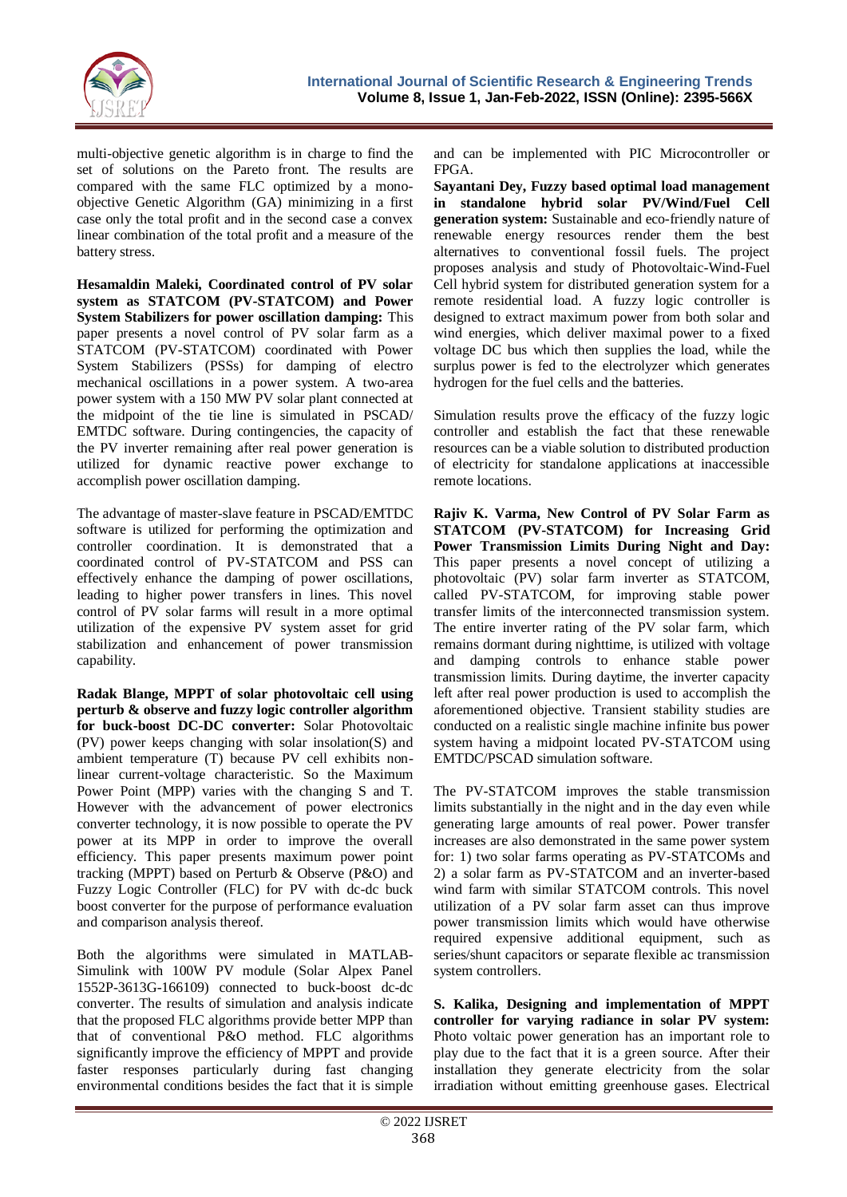multi-objective genetic algorithm is in charge to find the set of solutions on the Pareto front. The results are compared with the same FLC optimized by a mono-objective Genetic Algorithm (GA) minimizing in a first case only the total profit and in the second case a convex linear combination of the total profit and a measure of the battery stress.

**Hesamaldin Maleki, Coordinated control of PV solar system as STATCOM (PV-STATCOM) and Power System Stabilizers for power oscillation damping:** This paper presents a novel control of PV solar farm as a STATCOM (PV-STATCOM) coordinated with Power System Stabilizers (PSSs) for damping of electro mechanical oscillations in a power system. A two-area power system with a 150 MW PV solar plant connected at the midpoint of the tie line is simulated in PSCAD/ EMTDC software. During contingencies, the capacity of the PV inverter remaining after real power generation is utilized for dynamic reactive power exchange to accomplish power oscillation damping.

The advantage of master-slave feature in PSCAD/EMTDC software is utilized for performing the optimization and controller coordination. It is demonstrated that a coordinated control of PV-STATCOM and PSS can effectively enhance the damping of power oscillations, leading to higher power transfers in lines. This novel control of PV solar farms will result in a more optimal utilization of the expensive PV system asset for grid stabilization and enhancement of power transmission capability.

**Radak Blange, MPPT of solar photovoltaic cell using perturb & observe and fuzzy logic controller algorithm for buck-boost DC-DC converter:** Solar Photovoltaic (PV) power keeps changing with solar insolation(S) and ambient temperature (T) because PV cell exhibits non-linear current-voltage characteristic. So the Maximum Power Point (MPP) varies with the changing S and T. However with the advancement of power electronics converter technology, it is now possible to operate the PV power at its MPP in order to improve the overall efficiency. This paper presents maximum power point tracking (MPPT) based on Perturb & Observe (P&O) and Fuzzy Logic Controller (FLC) for PV with dc-dc buck boost converter for the purpose of performance evaluation and comparison analysis thereof.

Both the algorithms were simulated in MATLAB-Simulink with 100W PV module (Solar Alpex Panel 1552P-3613G-166109) connected to buck-boost dc-dc converter. The results of simulation and analysis indicate that the proposed FLC algorithms provide better MPP than that of conventional P&O method. FLC algorithms significantly improve the efficiency of MPPT and provide faster responses particularly during fast changing environmental conditions besides the fact that it is simple and can be implemented with PIC Microcontroller or FPGA.

**Sayantani Dey, Fuzzy based optimal load management in standalone hybrid solar PV/Wind/Fuel Cell generation system:** Sustainable and eco-friendly nature of renewable energy resources render them the best alternatives to conventional fossil fuels. The project proposes analysis and study of Photovoltaic-Wind-Fuel Cell hybrid system for distributed generation system for a remote residential load. A fuzzy logic controller is designed to extract maximum power from both solar and wind energies, which deliver maximal power to a fixed voltage DC bus which then supplies the load, while the surplus power is fed to the electrolyzer which generates hydrogen for the fuel cells and the batteries.

Simulation results prove the efficacy of the fuzzy logic controller and establish the fact that these renewable resources can be a viable solution to distributed production of electricity for standalone applications at inaccessible remote locations.

**Rajiv K. Varma, New Control of PV Solar Farm as STATCOM (PV-STATCOM) for Increasing Grid Power Transmission Limits During Night and Day:** This paper presents a novel concept of utilizing a photovoltaic (PV) solar farm inverter as STATCOM, called PV-STATCOM, for improving stable power transfer limits of the interconnected transmission system. The entire inverter rating of the PV solar farm, which remains dormant during nighttime, is utilized with voltage and damping controls to enhance stable power transmission limits. During daytime, the inverter capacity left after real power production is used to accomplish the aforementioned objective. Transient stability studies are conducted on a realistic single machine infinite bus power system having a midpoint located PV-STATCOM using EMTDC/PSCAD simulation software.

The PV-STATCOM improves the stable transmission limits substantially in the night and in the day even while generating large amounts of real power. Power transfer increases are also demonstrated in the same power system for: 1) two solar farms operating as PV-STATCOMs and 2) a solar farm as PV-STATCOM and an inverter-based wind farm with similar STATCOM controls. This novel utilization of a PV solar farm asset can thus improve power transmission limits which would have otherwise required expensive additional equipment, such as series/shunt capacitors or separate flexible ac transmission system controllers.

**S. Kalika, Designing and implementation of MPPT controller for varying radiance in solar PV system:** Photo voltaic power generation has an important role to play due to the fact that it is a green source. After their installation they generate electricity from the solar irradiation without emitting greenhouse gases. Electrical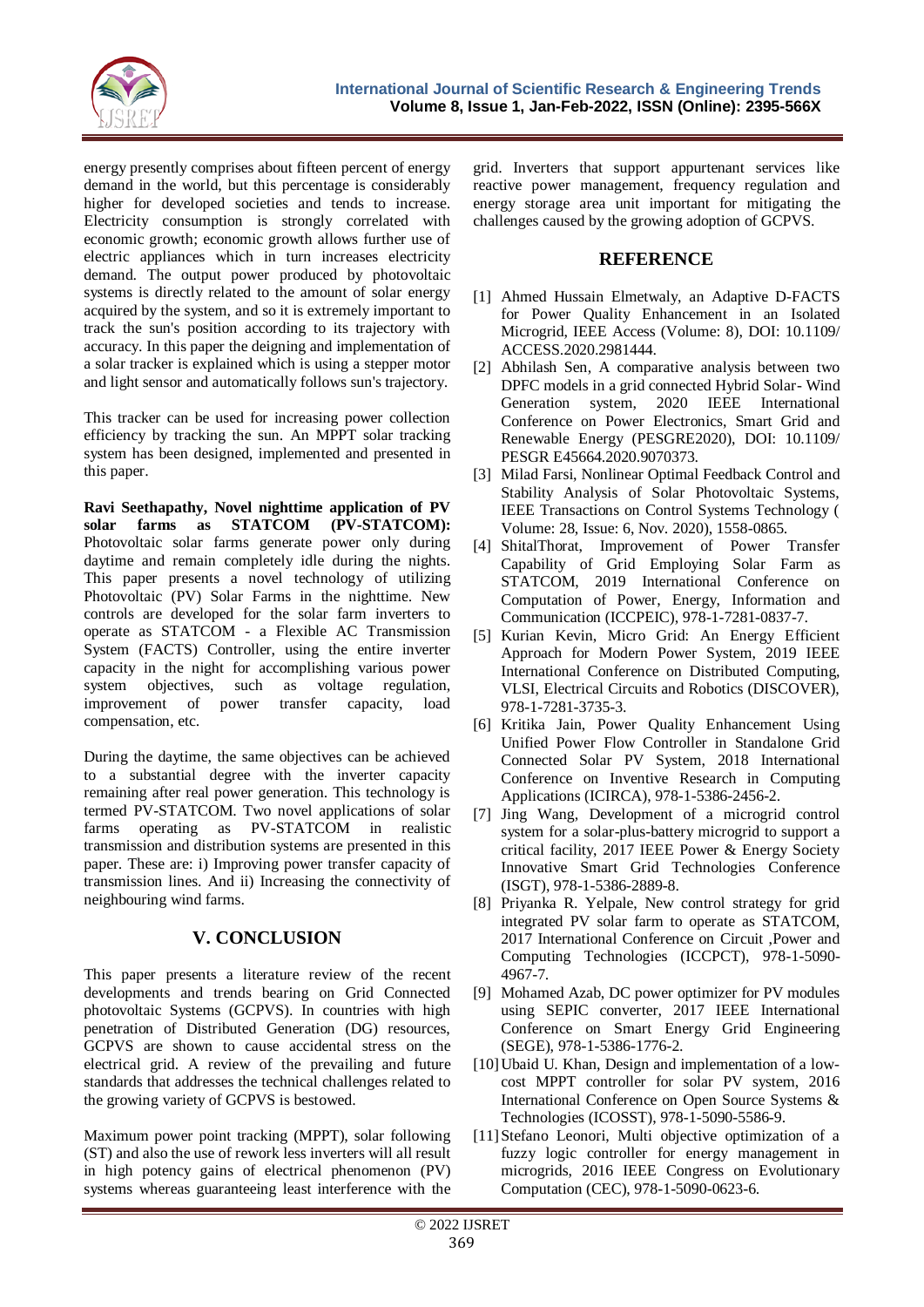energy presently comprises about fifteen percent of energy demand in the world, but this percentage is considerably higher for developed societies and tends to increase. Electricity consumption is strongly correlated with economic growth; economic growth allows further use of electric appliances which in turn increases electricity demand. The output power produced by photovoltaic systems is directly related to the amount of solar energy acquired by the system, and so it is extremely important to track the sun's position according to its trajectory with accuracy. In this paper the deigning and implementation of a solar tracker is explained which is using a stepper motor and light sensor and automatically follows sun's trajectory.

This tracker can be used for increasing power collection efficiency by tracking the sun. An MPPT solar tracking system has been designed, implemented and presented in this paper.

**Ravi Seethapathy, Novel nighttime application of PV solar farms as STATCOM (PV-STATCOM):** Photovoltaic solar farms generate power only during daytime and remain completely idle during the nights. This paper presents a novel technology of utilizing Photovoltaic (PV) Solar Farms in the nighttime. New controls are developed for the solar farm inverters to operate as STATCOM - a Flexible AC Transmission System (FACTS) Controller, using the entire inverter capacity in the night for accomplishing various power system objectives, such as voltage regulation, improvement of power transfer capacity, load compensation, etc.

During the daytime, the same objectives can be achieved to a substantial degree with the inverter capacity remaining after real power generation. This technology is termed PV-STATCOM. Two novel applications of solar farms operating as PV-STATCOM in realistic transmission and distribution systems are presented in this paper. These are: i) Improving power transfer capacity of transmission lines. And ii) Increasing the connectivity of neighbouring wind farms.

## V. CONCLUSION

This paper presents a literature review of the recent developments and trends bearing on Grid Connected photovoltaic Systems (GCPVS). In countries with high penetration of Distributed Generation (DG) resources, GCPVS are shown to cause accidental stress on the electrical grid. A review of the prevailing and future standards that addresses the technical challenges related to the growing variety of GCPVS is bestowed.

Maximum power point tracking (MPPT), solar following (ST) and also the use of rework less inverters will all result in high potency gains of electrical phenomenon (PV) systems whereas guaranteeing least interference with the grid. Inverters that support appurtenant services like reactive power management, frequency regulation and energy storage area unit important for mitigating the challenges caused by the growing adoption of GCPVS.

## REFERENCE

[1] Ahmed Hussain Elmetwaly, an Adaptive D-FACTS for Power Quality Enhancement in an Isolated Microgrid, IEEE Access (Volume: 8), DOI: 10.1109/ ACCESS.2020.2981444.

[2] Abhilash Sen, A comparative analysis between two DPFC models in a grid connected Hybrid Solar- Wind Generation system, 2020 IEEE International Conference on Power Electronics, Smart Grid and Renewable Energy (PESGRE2020), DOI: 10.1109/ PESGR E45664.2020.9070373.

[3] Milad Farsi, Nonlinear Optimal Feedback Control and Stability Analysis of Solar Photovoltaic Systems, IEEE Transactions on Control Systems Technology ( Volume: 28, Issue: 6, Nov. 2020), 1558-0865.

[4] ShitalThorat, Improvement of Power Transfer Capability of Grid Employing Solar Farm as STATCOM, 2019 International Conference on Computation of Power, Energy, Information and Communication (ICCPEIC), 978-1-7281-0837-7.

[5] Kurian Kevin, Micro Grid: An Energy Efficient Approach for Modern Power System, 2019 IEEE International Conference on Distributed Computing, VLSI, Electrical Circuits and Robotics (DISCOVER), 978-1-7281-3735-3.

[6] Kritika Jain, Power Quality Enhancement Using Unified Power Flow Controller in Standalone Grid Connected Solar PV System, 2018 International Conference on Inventive Research in Computing Applications (ICIRCA), 978-1-5386-2456-2.

[7] Jing Wang, Development of a microgrid control system for a solar-plus-battery microgrid to support a critical facility, 2017 IEEE Power & Energy Society Innovative Smart Grid Technologies Conference (ISGT), 978-1-5386-2889-8.

[8] Priyanka R. Yelpale, New control strategy for grid integrated PV solar farm to operate as STATCOM, 2017 International Conference on Circuit ,Power and Computing Technologies (ICCPCT), 978-1-5090-4967-7.

[9] Mohamed Azab, DC power optimizer for PV modules using SEPIC converter, 2017 IEEE International Conference on Smart Energy Grid Engineering (SEGE), 978-1-5386-1776-2.

[10] Ubaid U. Khan, Design and implementation of a low-cost MPPT controller for solar PV system, 2016 International Conference on Open Source Systems & Technologies (ICOSST), 978-1-5090-5586-9.

[11] Stefano Leonori, Multi objective optimization of a fuzzy logic controller for energy management in microgrids, 2016 IEEE Congress on Evolutionary Computation (CEC), 978-1-5090-0623-6.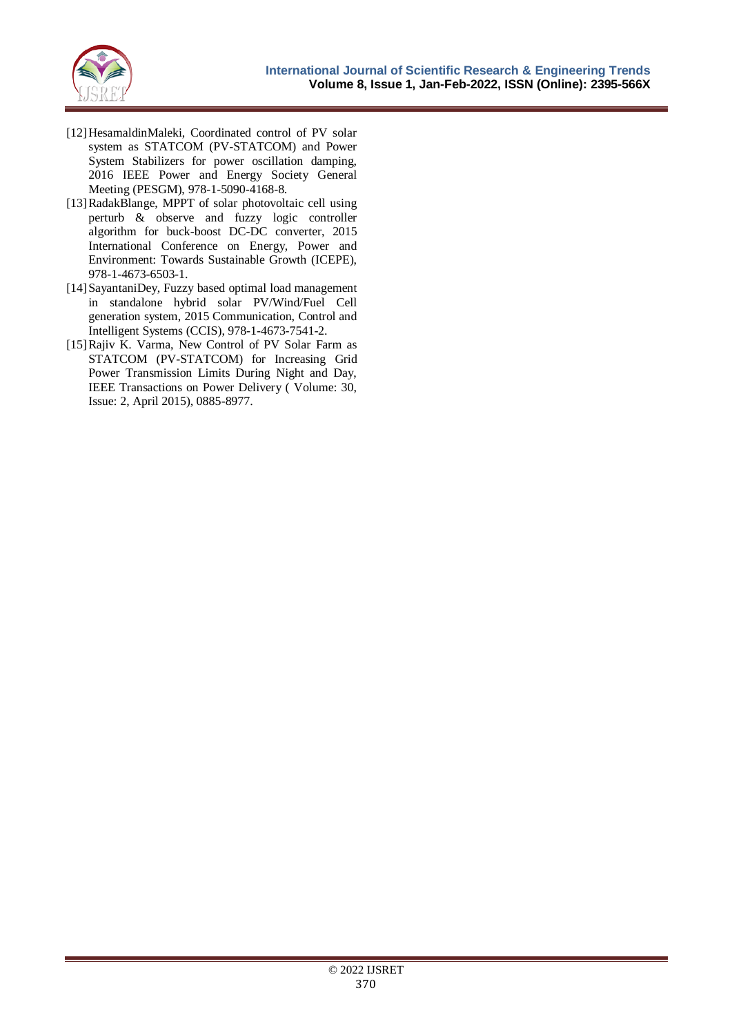[12] HesamaldinMaleki, Coordinated control of PV solar system as STATCOM (PV-STATCOM) and Power System Stabilizers for power oscillation damping, 2016 IEEE Power and Energy Society General Meeting (PESGM), 978-1-5090-4168-8.

[13] RadakBlange, MPPT of solar photovoltaic cell using perturb & observe and fuzzy logic controller algorithm for buck-boost DC-DC converter, 2015 International Conference on Energy, Power and Environment: Towards Sustainable Growth (ICEPE), 978-1-4673-6503-1.

[14] SayantaniDey, Fuzzy based optimal load management in standalone hybrid solar PV/Wind/Fuel Cell generation system, 2015 Communication, Control and Intelligent Systems (CCIS), 978-1-4673-7541-2.

[15] Rajiv K. Varma, New Control of PV Solar Farm as STATCOM (PV-STATCOM) for Increasing Grid Power Transmission Limits During Night and Day, IEEE Transactions on Power Delivery ( Volume: 30, Issue: 2, April 2015), 0885-8977.